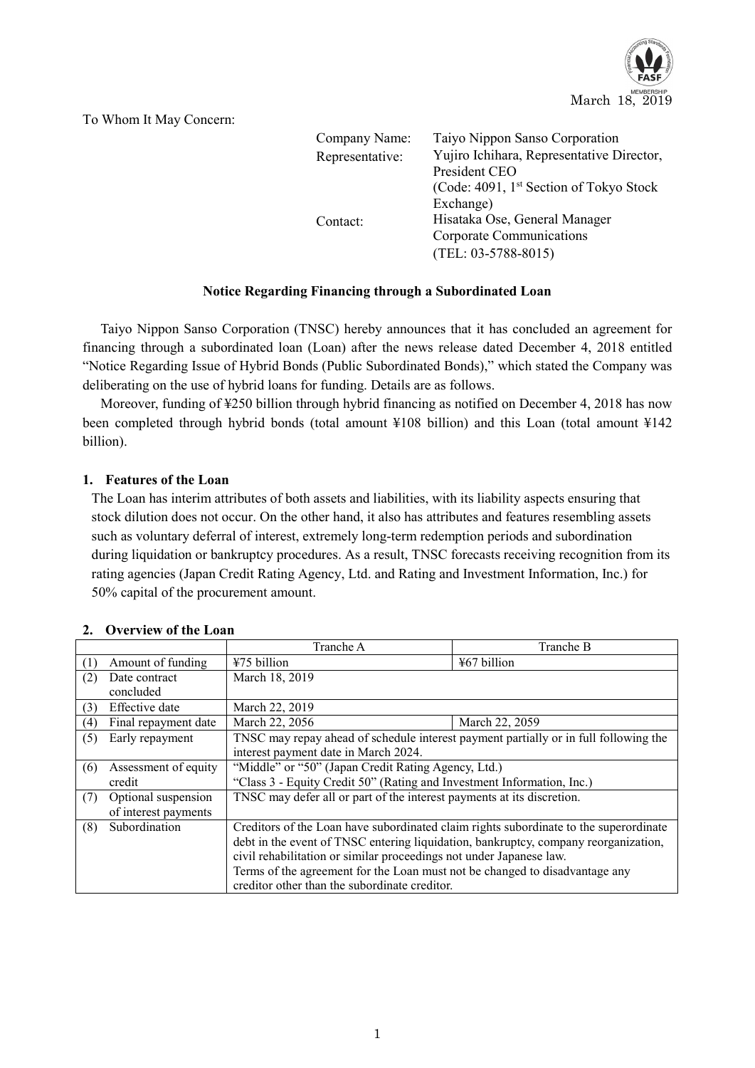March 18, 2019

To Whom It May Concern:

Company Name: Taiyo Nippon Sanso Corporation
Representative: Yujiro Ichihara, Representative Director, President CEO
(Code: 4091, 1st Section of Tokyo Stock Exchange)
Contact: Hisataka Ose, General Manager
Corporate Communications
(TEL: 03-5788-8015)

**Notice Regarding Financing through a Subordinated Loan**

Taiyo Nippon Sanso Corporation (TNSC) hereby announces that it has concluded an agreement for financing through a subordinated loan (Loan) after the news release dated December 4, 2018 entitled "Notice Regarding Issue of Hybrid Bonds (Public Subordinated Bonds)," which stated the Company was deliberating on the use of hybrid loans for funding. Details are as follows.

Moreover, funding of ¥250 billion through hybrid financing as notified on December 4, 2018 has now been completed through hybrid bonds (total amount ¥108 billion) and this Loan (total amount ¥142 billion).

## 1. Features of the Loan

The Loan has interim attributes of both assets and liabilities, with its liability aspects ensuring that stock dilution does not occur. On the other hand, it also has attributes and features resembling assets such as voluntary deferral of interest, extremely long-term redemption periods and subordination during liquidation or bankruptcy procedures. As a result, TNSC forecasts receiving recognition from its rating agencies (Japan Credit Rating Agency, Ltd. and Rating and Investment Information, Inc.) for 50% capital of the procurement amount.

## 2. Overview of the Loan

| | Tranche A | Tranche B |
|---|---|---|
| (1) Amount of funding | ¥75 billion | ¥67 billion |
| (2) Date contract concluded | March 18, 2019 | |
| (3) Effective date | March 22, 2019 | |
| (4) Final repayment date | March 22, 2056 | March 22, 2059 |
| (5) Early repayment | TNSC may repay ahead of schedule interest payment partially or in full following the interest payment date in March 2024. | |
| (6) Assessment of equity credit | "Middle" or "50" (Japan Credit Rating Agency, Ltd.)<br>"Class 3 - Equity Credit 50" (Rating and Investment Information, Inc.) | |
| (7) Optional suspension of interest payments | TNSC may defer all or part of the interest payments at its discretion. | |
| (8) Subordination | Creditors of the Loan have subordinated claim rights subordinate to the superordinate debt in the event of TNSC entering liquidation, bankruptcy, company reorganization, civil rehabilitation or similar proceedings not under Japanese law.<br>Terms of the agreement for the Loan must not be changed to disadvantage any creditor other than the subordinate creditor. | |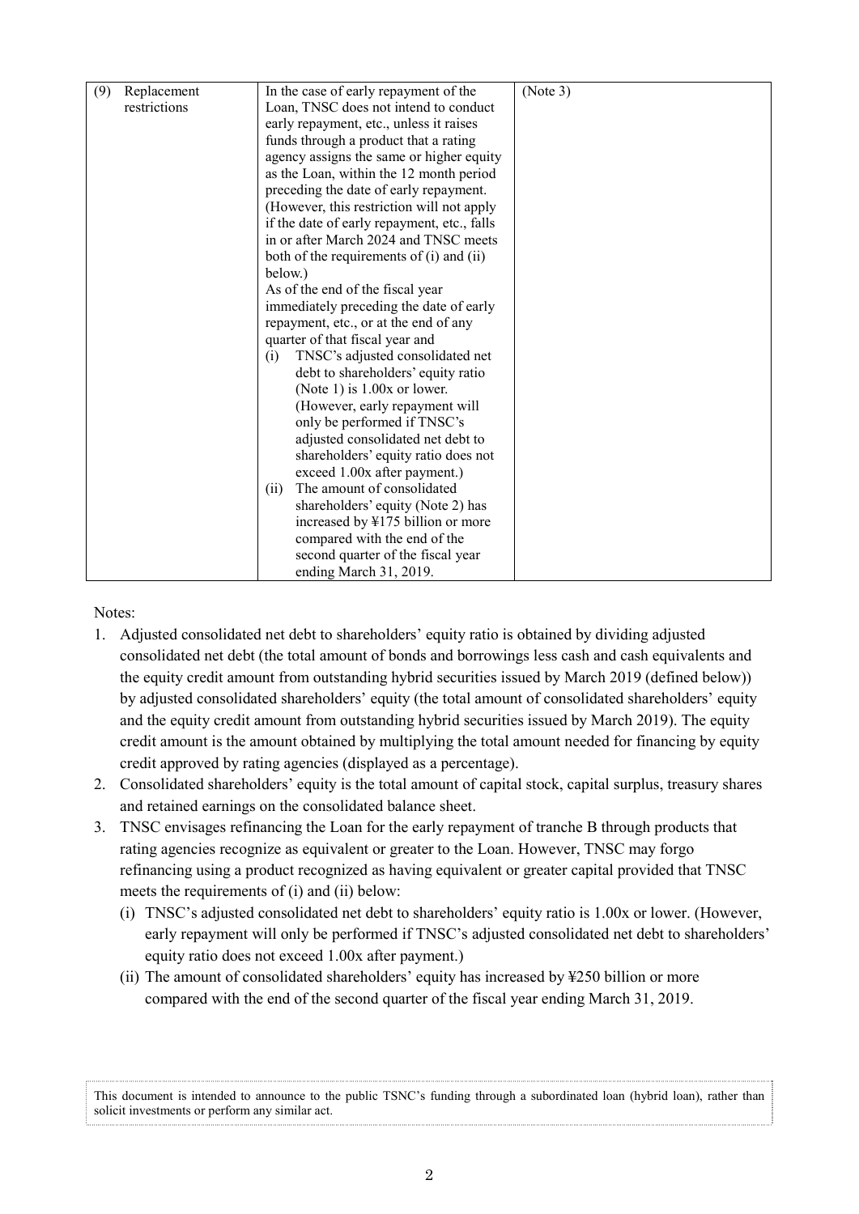| | | |
|---|---|---|
| (9) Replacement restrictions | In the case of early repayment of the Loan, TNSC does not intend to conduct early repayment, etc., unless it raises funds through a product that a rating agency assigns the same or higher equity as the Loan, within the 12 month period preceding the date of early repayment. (However, this restriction will not apply if the date of early repayment, etc., falls in or after March 2024 and TNSC meets both of the requirements of (i) and (ii) below.)<br>As of the end of the fiscal year immediately preceding the date of early repayment, etc., or at the end of any quarter of that fiscal year and<br>(i) TNSC's adjusted consolidated net debt to shareholders' equity ratio (Note 1) is 1.00x or lower. (However, early repayment will only be performed if TNSC's adjusted consolidated net debt to shareholders' equity ratio does not exceed 1.00x after payment.)<br>(ii) The amount of consolidated shareholders' equity (Note 2) has increased by ¥175 billion or more compared with the end of the second quarter of the fiscal year ending March 31, 2019. | (Note 3) |

Notes:

1. Adjusted consolidated net debt to shareholders' equity ratio is obtained by dividing adjusted consolidated net debt (the total amount of bonds and borrowings less cash and cash equivalents and the equity credit amount from outstanding hybrid securities issued by March 2019 (defined below)) by adjusted consolidated shareholders' equity (the total amount of consolidated shareholders' equity and the equity credit amount from outstanding hybrid securities issued by March 2019). The equity credit amount is the amount obtained by multiplying the total amount needed for financing by equity credit approved by rating agencies (displayed as a percentage).
2. Consolidated shareholders' equity is the total amount of capital stock, capital surplus, treasury shares and retained earnings on the consolidated balance sheet.
3. TNSC envisages refinancing the Loan for the early repayment of tranche B through products that rating agencies recognize as equivalent or greater to the Loan. However, TNSC may forgo refinancing using a product recognized as having equivalent or greater capital provided that TNSC meets the requirements of (i) and (ii) below:
   (i) TNSC's adjusted consolidated net debt to shareholders' equity ratio is 1.00x or lower. (However, early repayment will only be performed if TNSC's adjusted consolidated net debt to shareholders' equity ratio does not exceed 1.00x after payment.)
   (ii) The amount of consolidated shareholders' equity has increased by ¥250 billion or more compared with the end of the second quarter of the fiscal year ending March 31, 2019.

This document is intended to announce to the public TSNC's funding through a subordinated loan (hybrid loan), rather than solicit investments or perform any similar act.